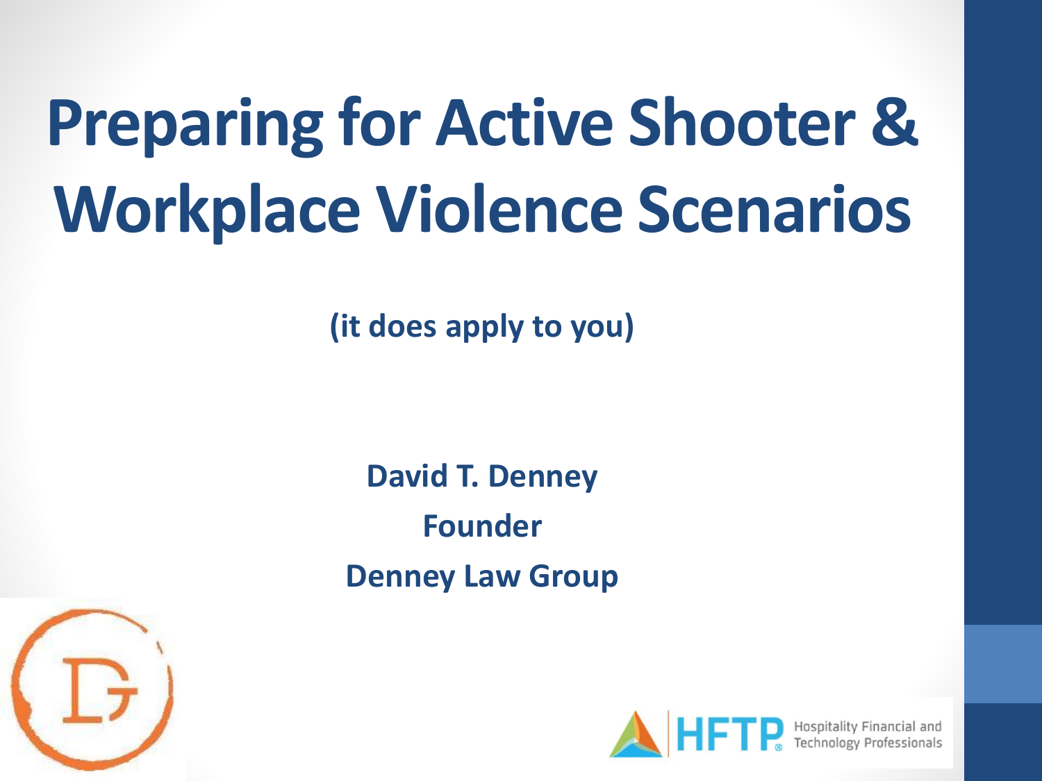# Preparing for Active Shooter & Workplace Violence Scenarios

**(it does apply to you)**

**David T. Denney**

**Founder**

**Denney Law Group**

HFTP Hospitality Financial and Technology Professionals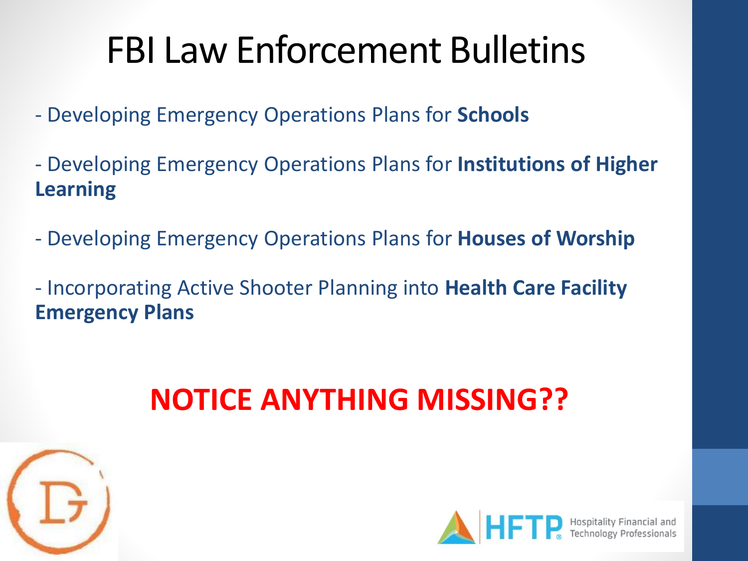# FBI Law Enforcement Bulletins

- Developing Emergency Operations Plans for **Schools**

- Developing Emergency Operations Plans for **Institutions of Higher Learning**

- Developing Emergency Operations Plans for **Houses of Worship**

- Incorporating Active Shooter Planning into **Health Care Facility Emergency Plans**

**NOTICE ANYTHING MISSING??**

HFTP Hospitality Financial and Technology Professionals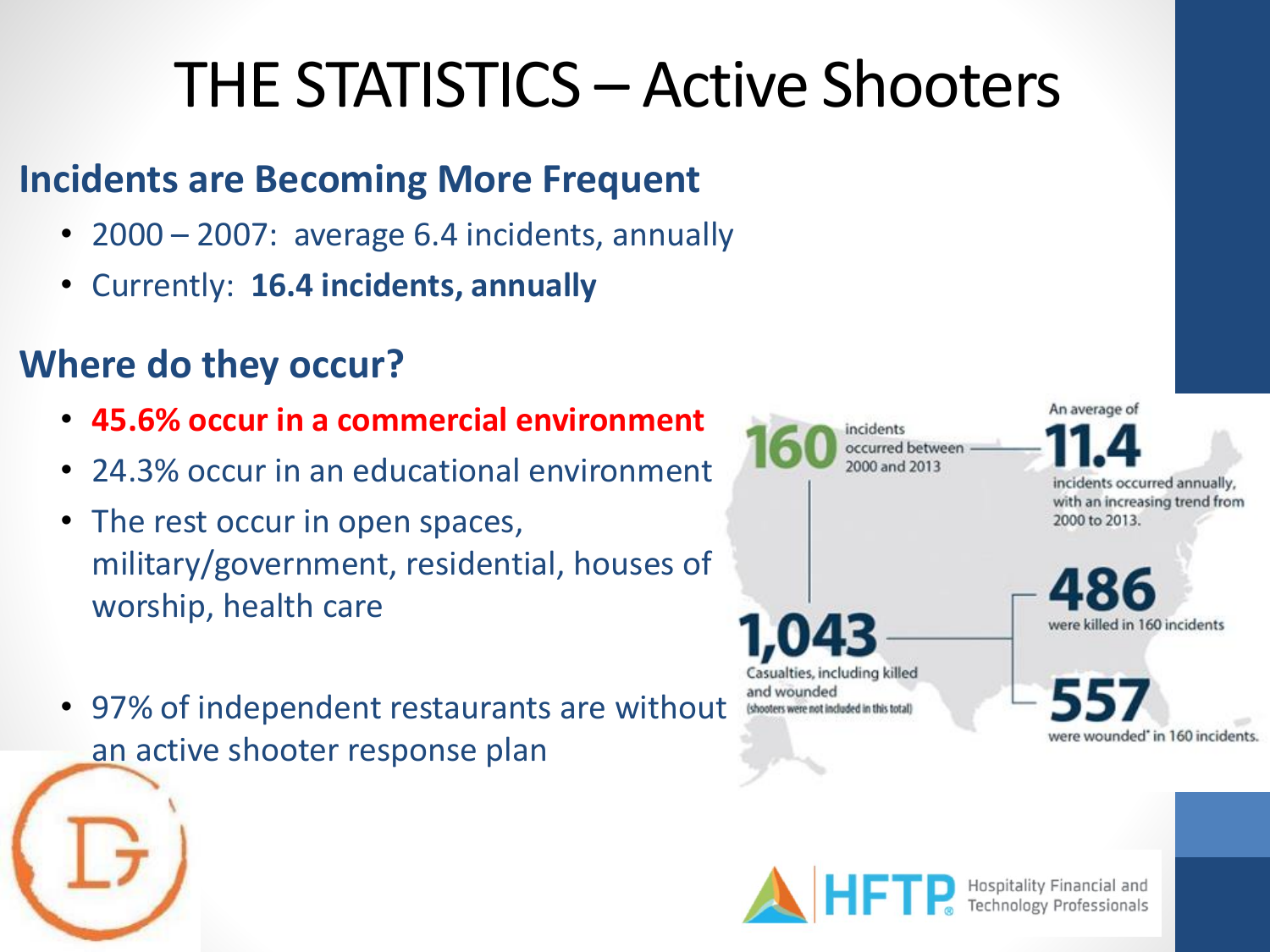# THE STATISTICS – Active Shooters

## Incidents are Becoming More Frequent

- 2000 – 2007: average 6.4 incidents, annually
- Currently: **16.4 incidents, annually**

## Where do they occur?

- **45.6% occur in a commercial environment**
- 24.3% occur in an educational environment
- The rest occur in open spaces, military/government, residential, houses of worship, health care
- 97% of independent restaurants are without an active shooter response plan

**160** incidents occurred between 2000 and 2013

An average of **11.4** incidents occurred annually, with an increasing trend from 2000 to 2013.

**1,043** Casualties, including killed and wounded (shooters were not included in this total)

**486** were killed in 160 incidents

**557** were wounded* in 160 incidents.

HFTP Hospitality Financial and Technology Professionals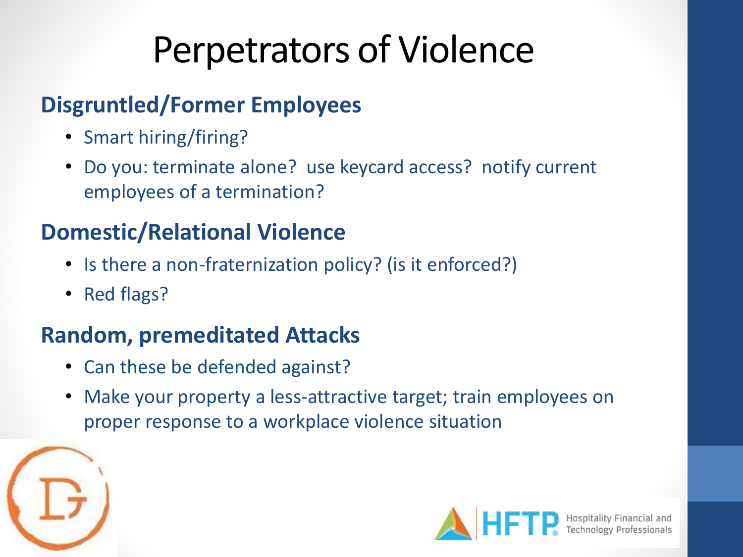# Perpetrators of Violence

## Disgruntled/Former Employees

- Smart hiring/firing?
- Do you: terminate alone? use keycard access? notify current employees of a termination?

## Domestic/Relational Violence

- Is there a non-fraternization policy? (is it enforced?)
- Red flags?

## Random, premeditated Attacks

- Can these be defended against?
- Make your property a less-attractive target; train employees on proper response to a workplace violence situation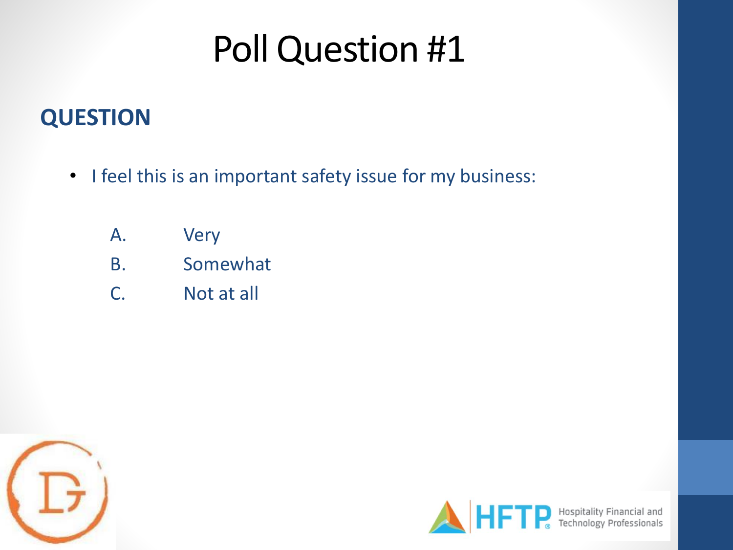# Poll Question #1

## QUESTION

- I feel this is an important safety issue for my business:

  A. Very
  
  B. Somewhat
  
  C. Not at all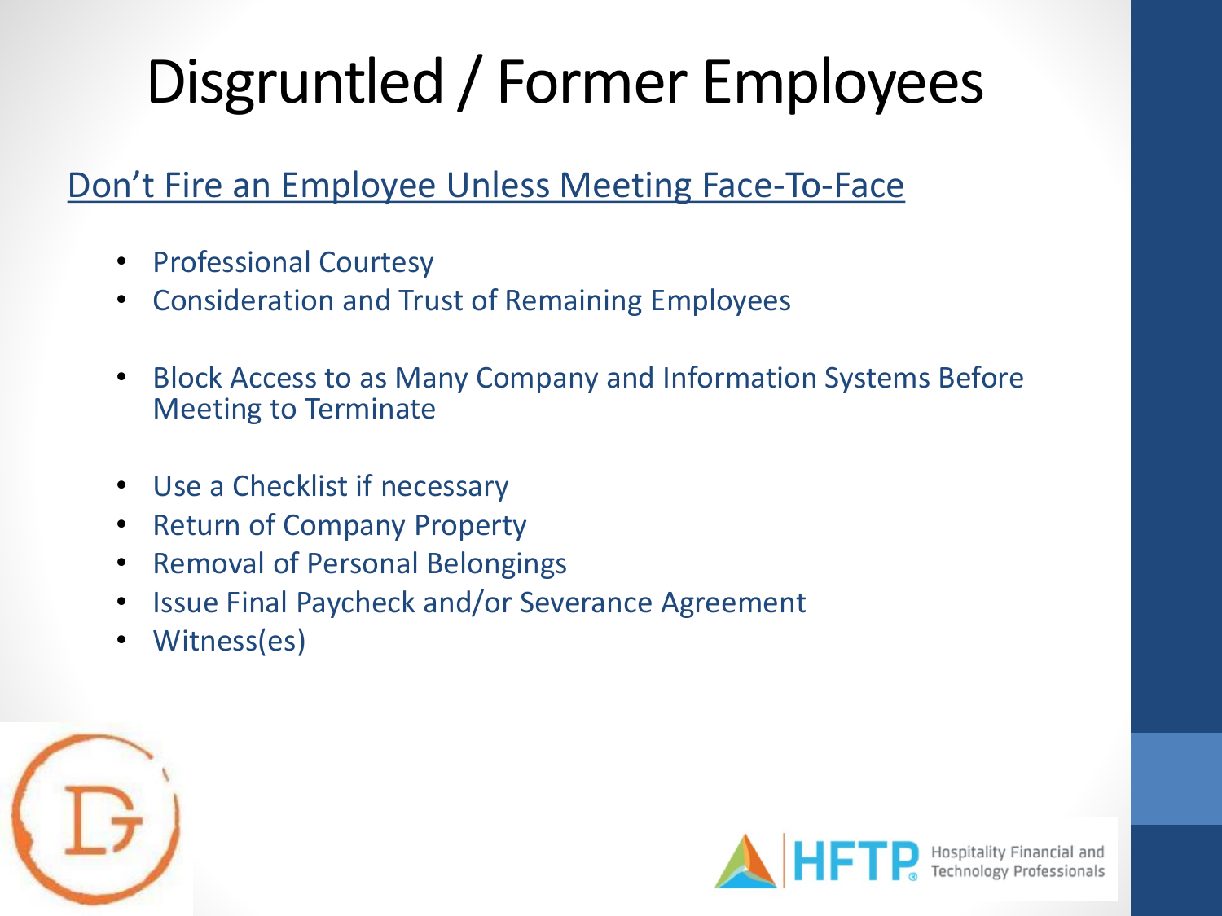# Disgruntled / Former Employees

Don't Fire an Employee Unless Meeting Face-To-Face

- Professional Courtesy
- Consideration and Trust of Remaining Employees

- Block Access to as Many Company and Information Systems Before Meeting to Terminate

- Use a Checklist if necessary
- Return of Company Property
- Removal of Personal Belongings
- Issue Final Paycheck and/or Severance Agreement
- Witness(es)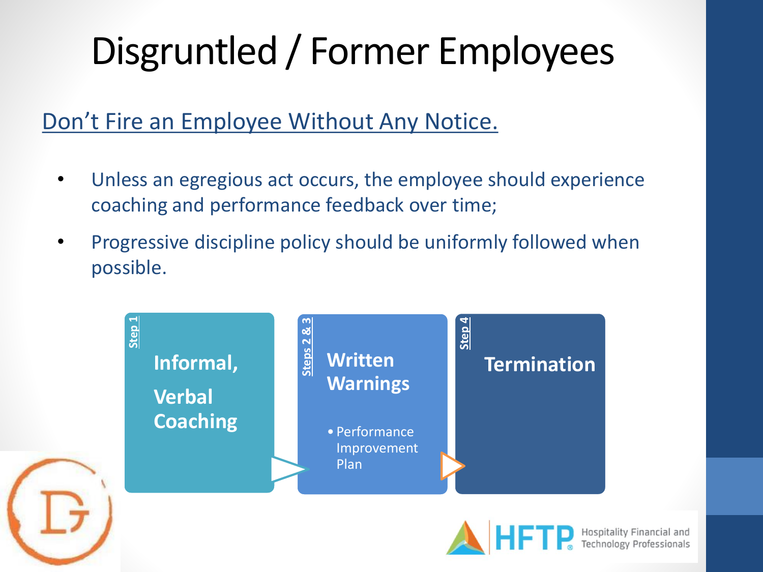# Disgruntled / Former Employees

<u>Don't Fire an Employee Without Any Notice.</u>

- Unless an egregious act occurs, the employee should experience coaching and performance feedback over time;
- Progressive discipline policy should be uniformly followed when possible.

**Step 1**

**Informal, Verbal Coaching**

**Steps 2 & 3**

**Written Warnings**

- Performance Improvement Plan

**Step 4**

**Termination**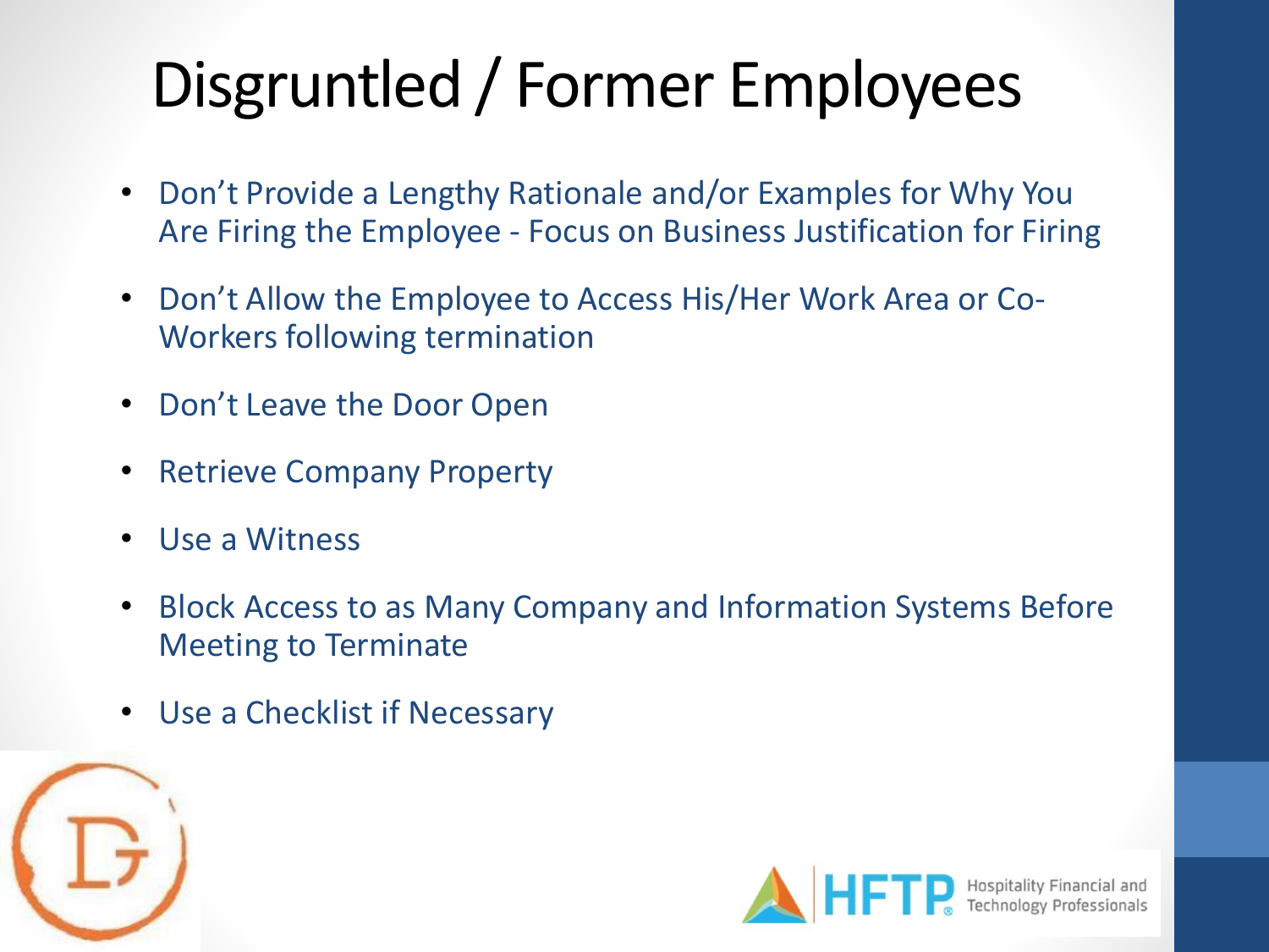# Disgruntled / Former Employees

- Don't Provide a Lengthy Rationale and/or Examples for Why You Are Firing the Employee - Focus on Business Justification for Firing
- Don't Allow the Employee to Access His/Her Work Area or Co-Workers following termination
- Don't Leave the Door Open
- Retrieve Company Property
- Use a Witness
- Block Access to as Many Company and Information Systems Before Meeting to Terminate
- Use a Checklist if Necessary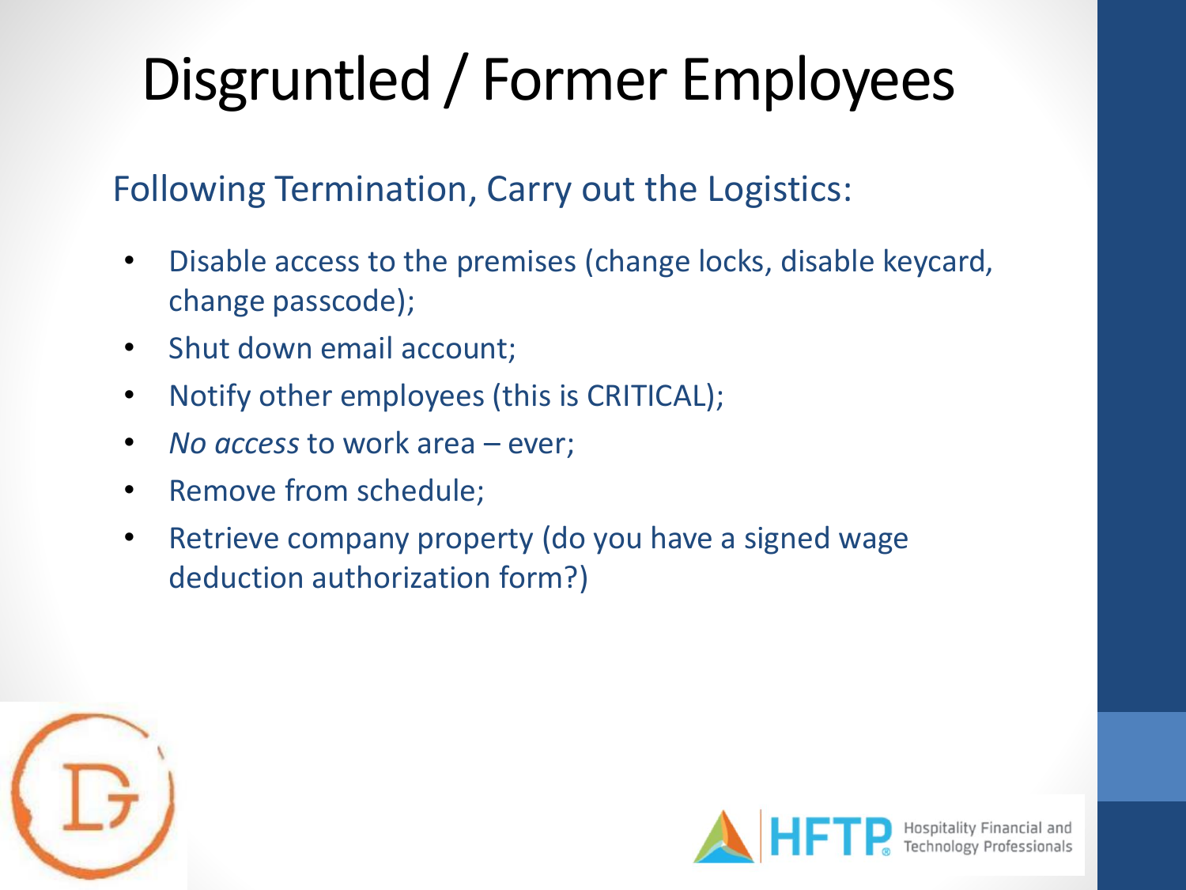# Disgruntled / Former Employees

## Following Termination, Carry out the Logistics:

- Disable access to the premises (change locks, disable keycard, change passcode);
- Shut down email account;
- Notify other employees (this is CRITICAL);
- *No access* to work area – ever;
- Remove from schedule;
- Retrieve company property (do you have a signed wage deduction authorization form?)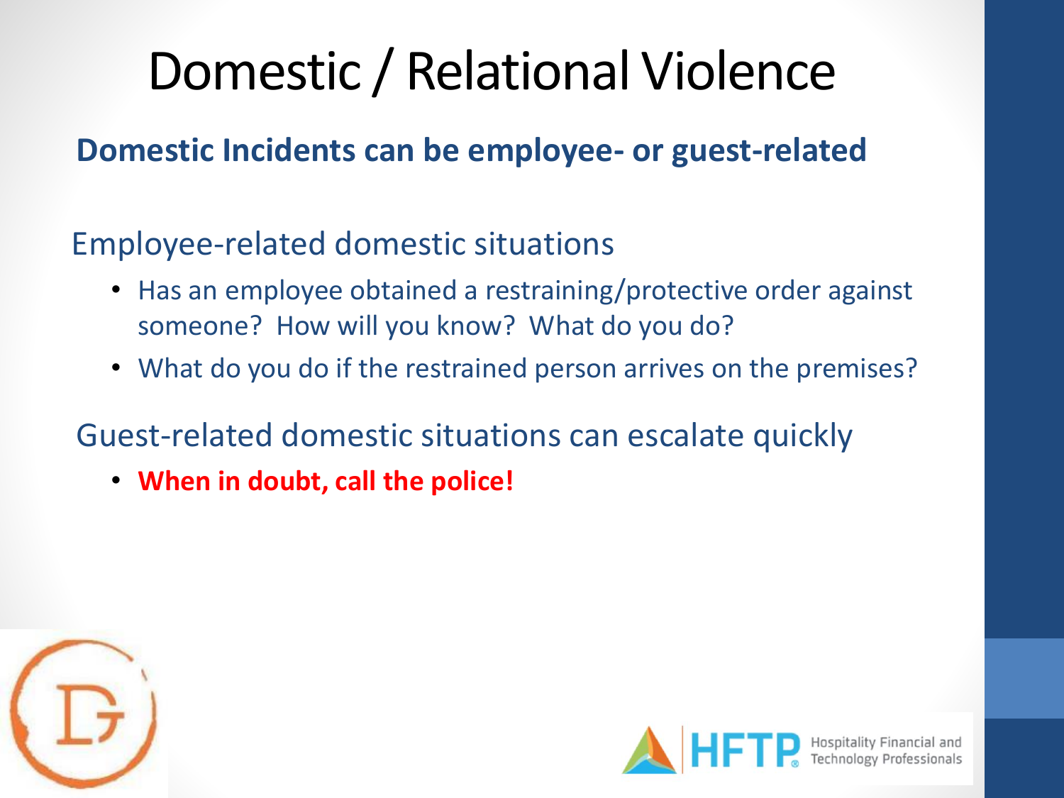# Domestic / Relational Violence

**Domestic Incidents can be employee- or guest-related**

Employee-related domestic situations

- Has an employee obtained a restraining/protective order against someone? How will you know? What do you do?
- What do you do if the restrained person arrives on the premises?

Guest-related domestic situations can escalate quickly

- **When in doubt, call the police!**

HFTP Hospitality Financial and Technology Professionals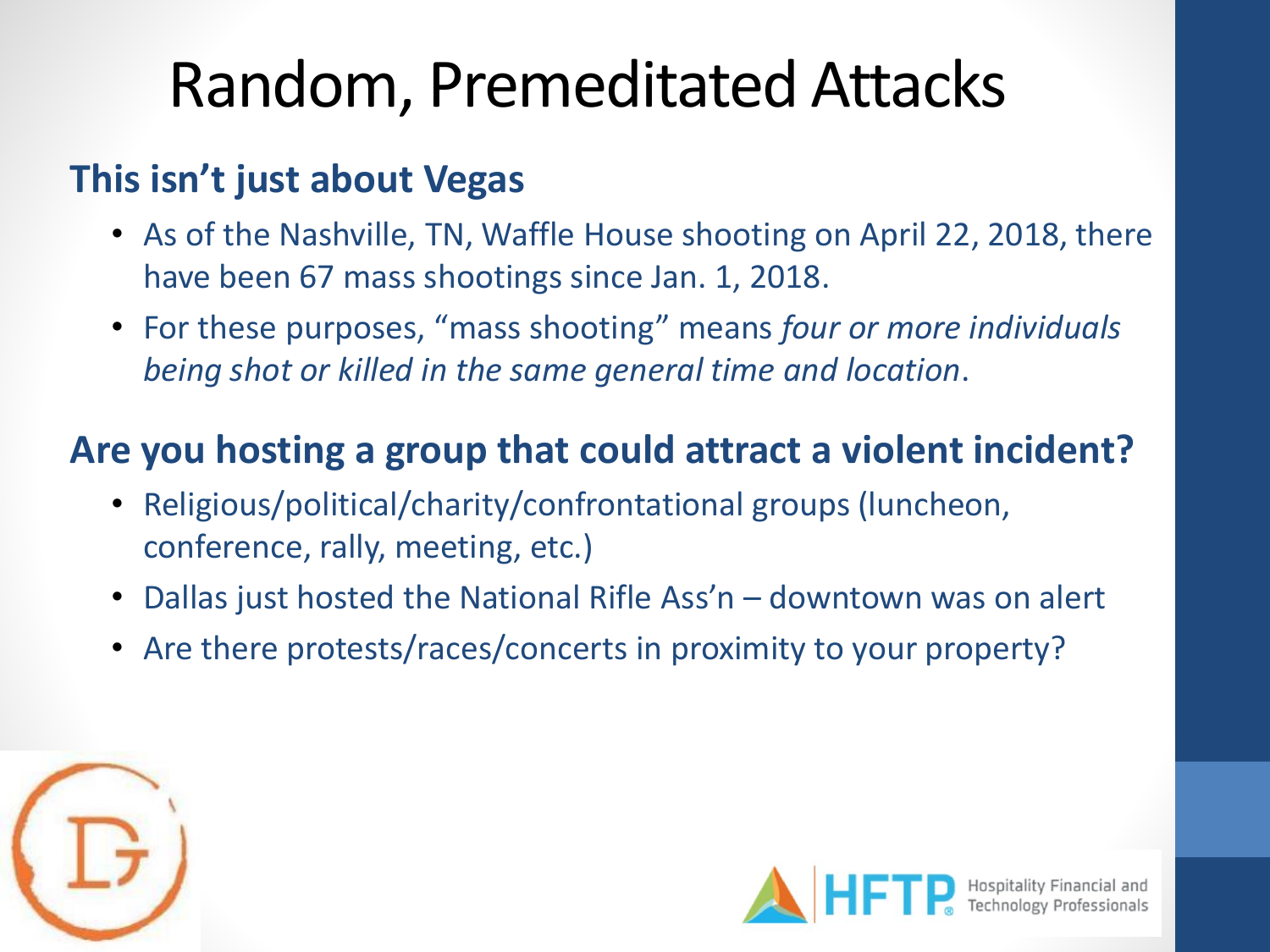# Random, Premeditated Attacks

## This isn't just about Vegas

- As of the Nashville, TN, Waffle House shooting on April 22, 2018, there have been 67 mass shootings since Jan. 1, 2018.
- For these purposes, "mass shooting" means *four or more individuals being shot or killed in the same general time and location*.

## Are you hosting a group that could attract a violent incident?

- Religious/political/charity/confrontational groups (luncheon, conference, rally, meeting, etc.)
- Dallas just hosted the National Rifle Ass'n – downtown was on alert
- Are there protests/races/concerts in proximity to your property?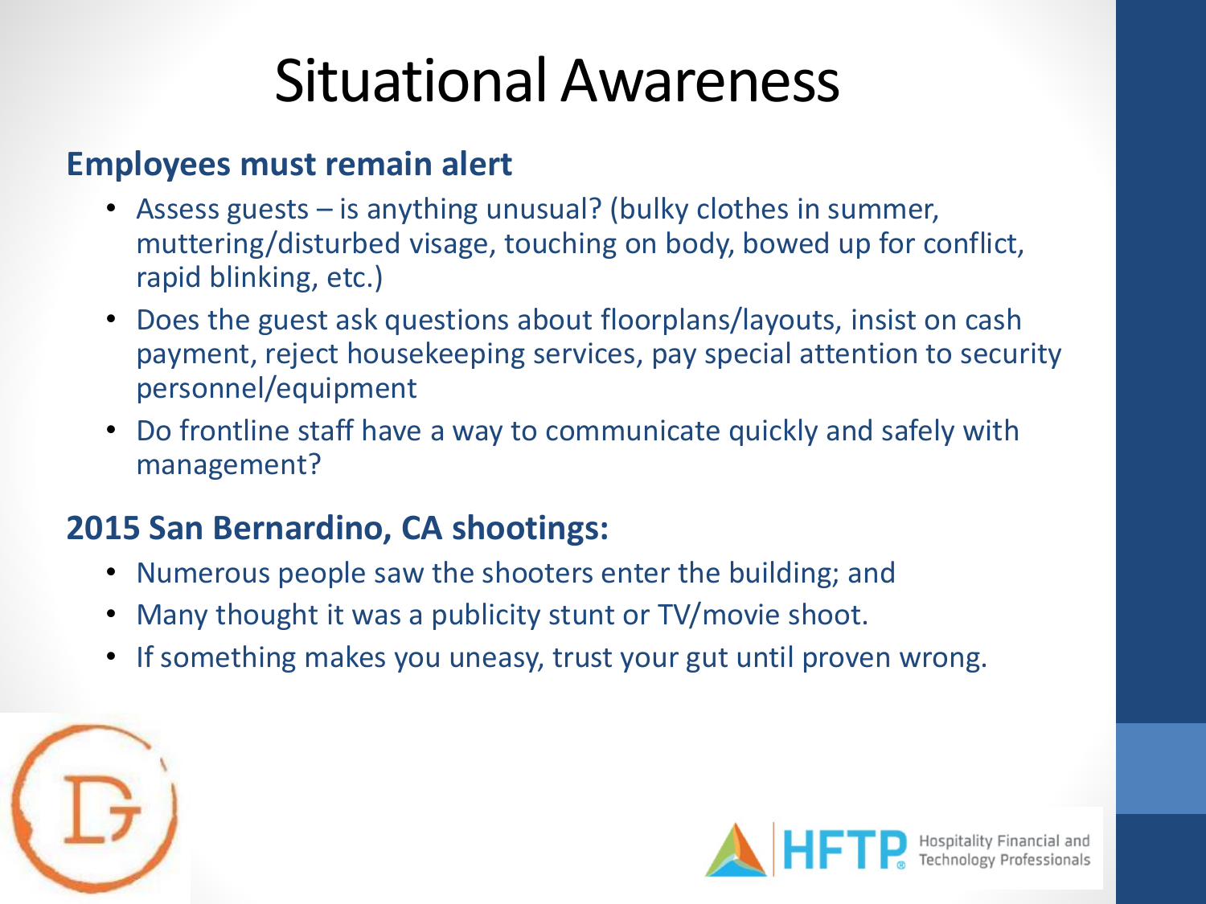# Situational Awareness

**Employees must remain alert**

- Assess guests – is anything unusual? (bulky clothes in summer, muttering/disturbed visage, touching on body, bowed up for conflict, rapid blinking, etc.)
- Does the guest ask questions about floorplans/layouts, insist on cash payment, reject housekeeping services, pay special attention to security personnel/equipment
- Do frontline staff have a way to communicate quickly and safely with management?

**2015 San Bernardino, CA shootings:**

- Numerous people saw the shooters enter the building; and
- Many thought it was a publicity stunt or TV/movie shoot.
- If something makes you uneasy, trust your gut until proven wrong.

HFTP Hospitality Financial and Technology Professionals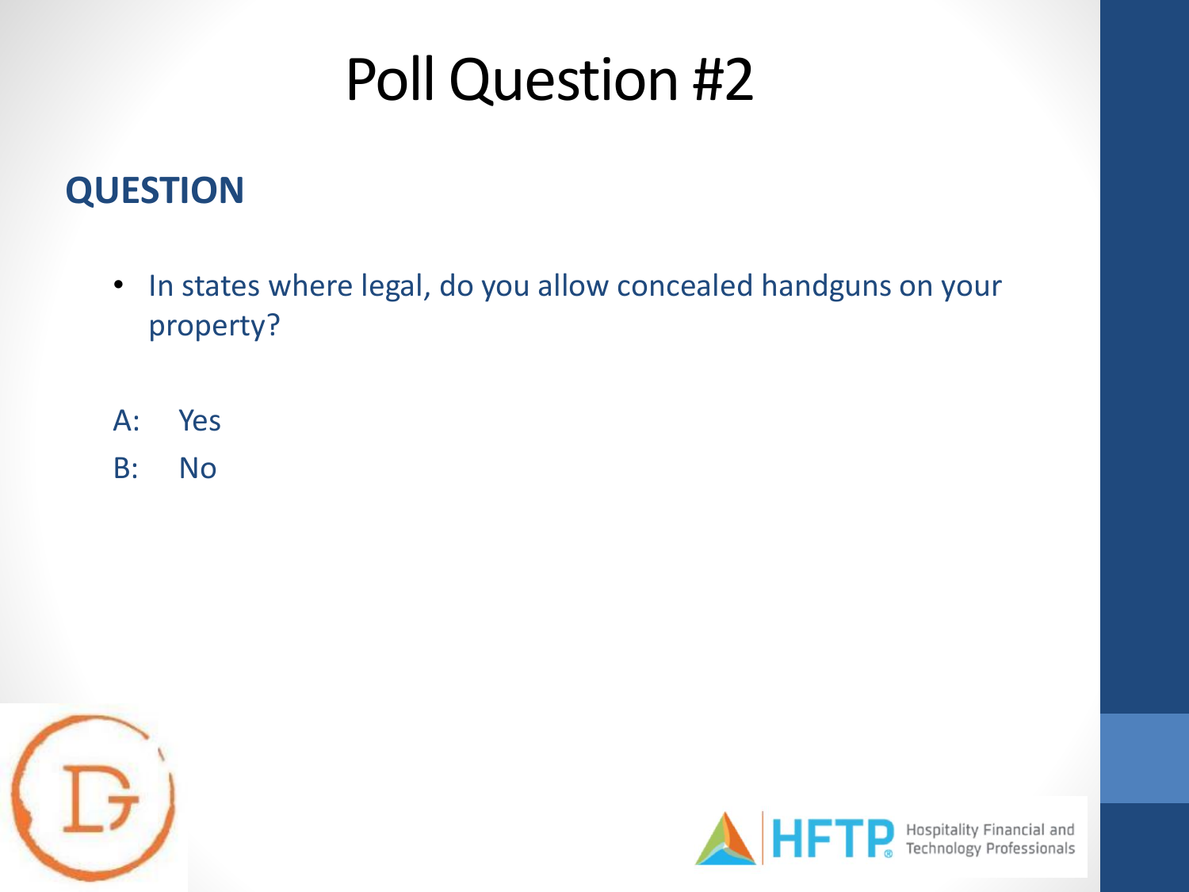# Poll Question #2

## QUESTION

- In states where legal, do you allow concealed handguns on your property?

A: Yes

B: No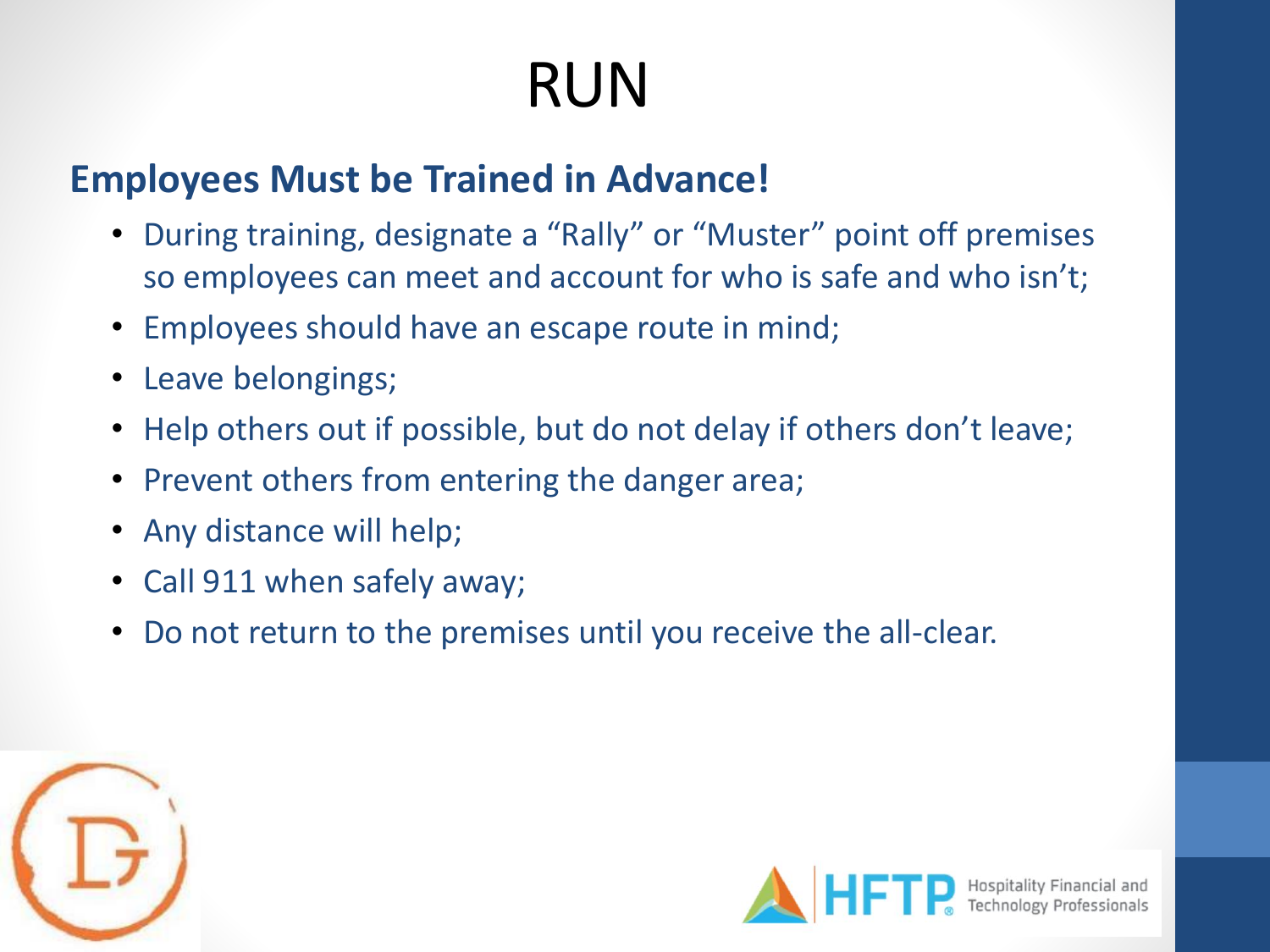# RUN

## Employees Must be Trained in Advance!

- During training, designate a "Rally" or "Muster" point off premises so employees can meet and account for who is safe and who isn't;
- Employees should have an escape route in mind;
- Leave belongings;
- Help others out if possible, but do not delay if others don't leave;
- Prevent others from entering the danger area;
- Any distance will help;
- Call 911 when safely away;
- Do not return to the premises until you receive the all-clear.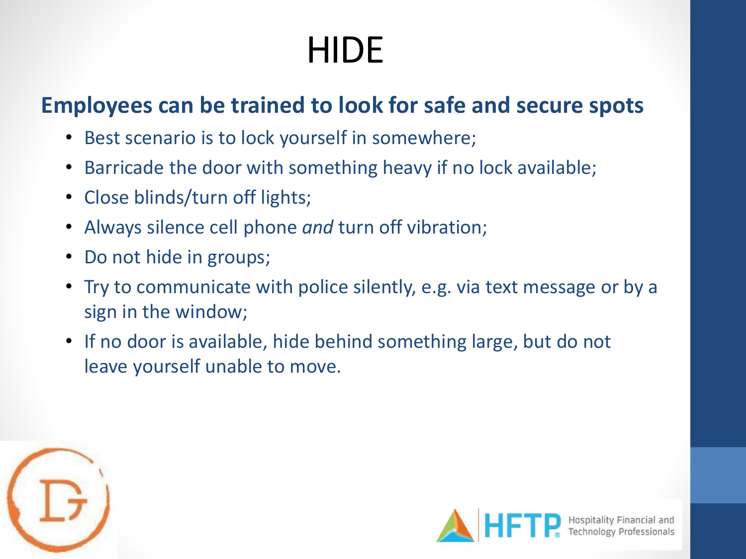# HIDE

**Employees can be trained to look for safe and secure spots**

- Best scenario is to lock yourself in somewhere;
- Barricade the door with something heavy if no lock available;
- Close blinds/turn off lights;
- Always silence cell phone *and* turn off vibration;
- Do not hide in groups;
- Try to communicate with police silently, e.g. via text message or by a sign in the window;
- If no door is available, hide behind something large, but do not leave yourself unable to move.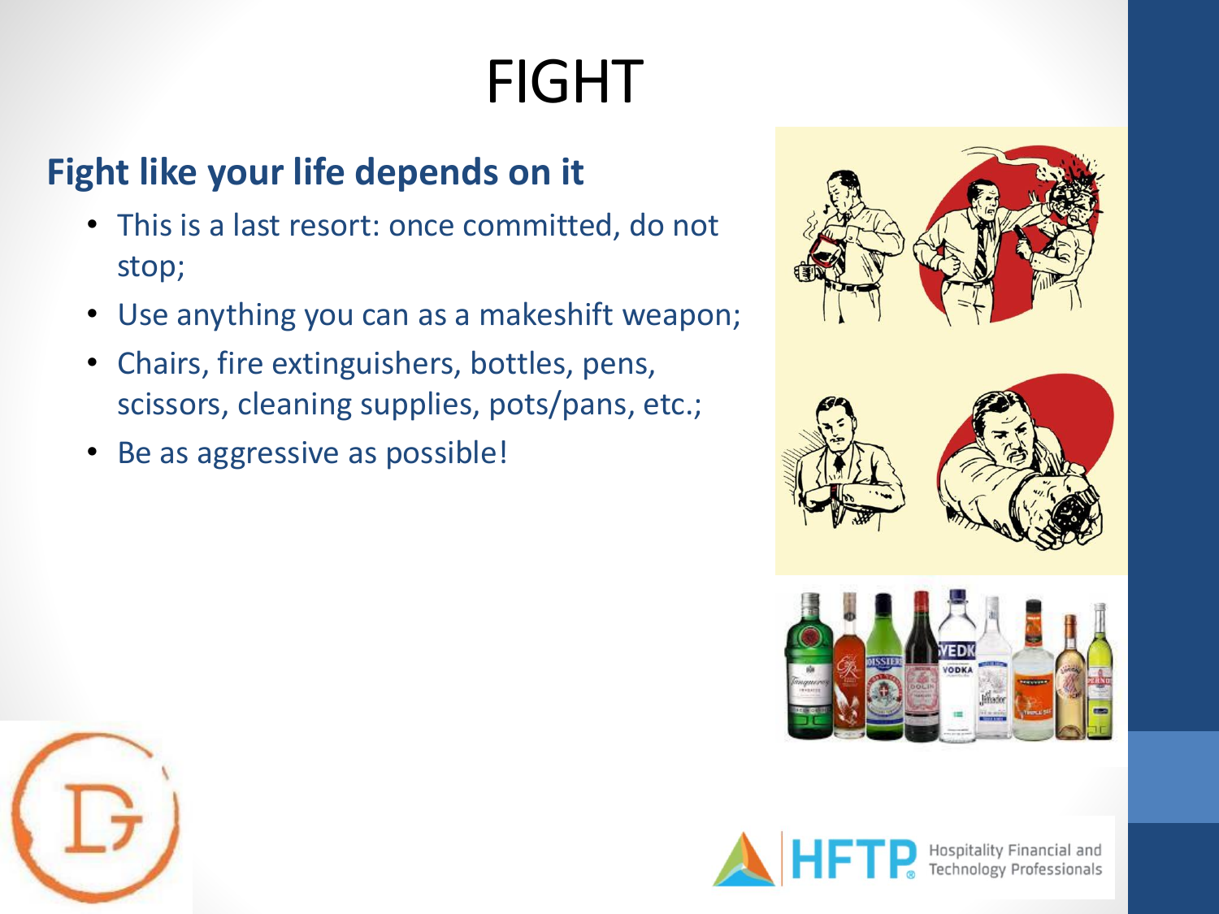# FIGHT

## Fight like your life depends on it

- This is a last resort: once committed, do not stop;
- Use anything you can as a makeshift weapon;
- Chairs, fire extinguishers, bottles, pens, scissors, cleaning supplies, pots/pans, etc.;
- Be as aggressive as possible!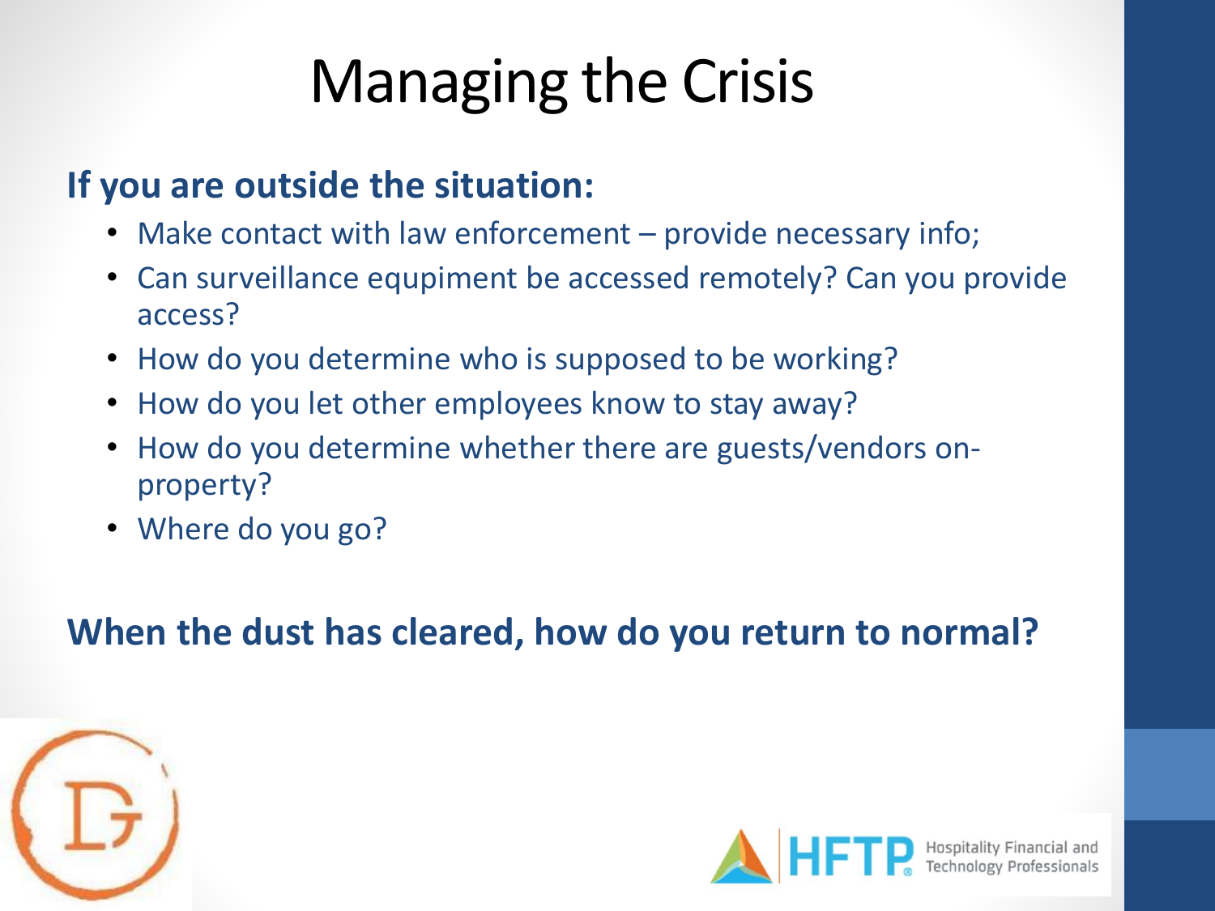# Managing the Crisis

**If you are outside the situation:**

- Make contact with law enforcement – provide necessary info;
- Can surveillance equipment be accessed remotely? Can you provide access?
- How do you determine who is supposed to be working?
- How do you let other employees know to stay away?
- How do you determine whether there are guests/vendors on-property?
- Where do you go?

**When the dust has cleared, how do you return to normal?**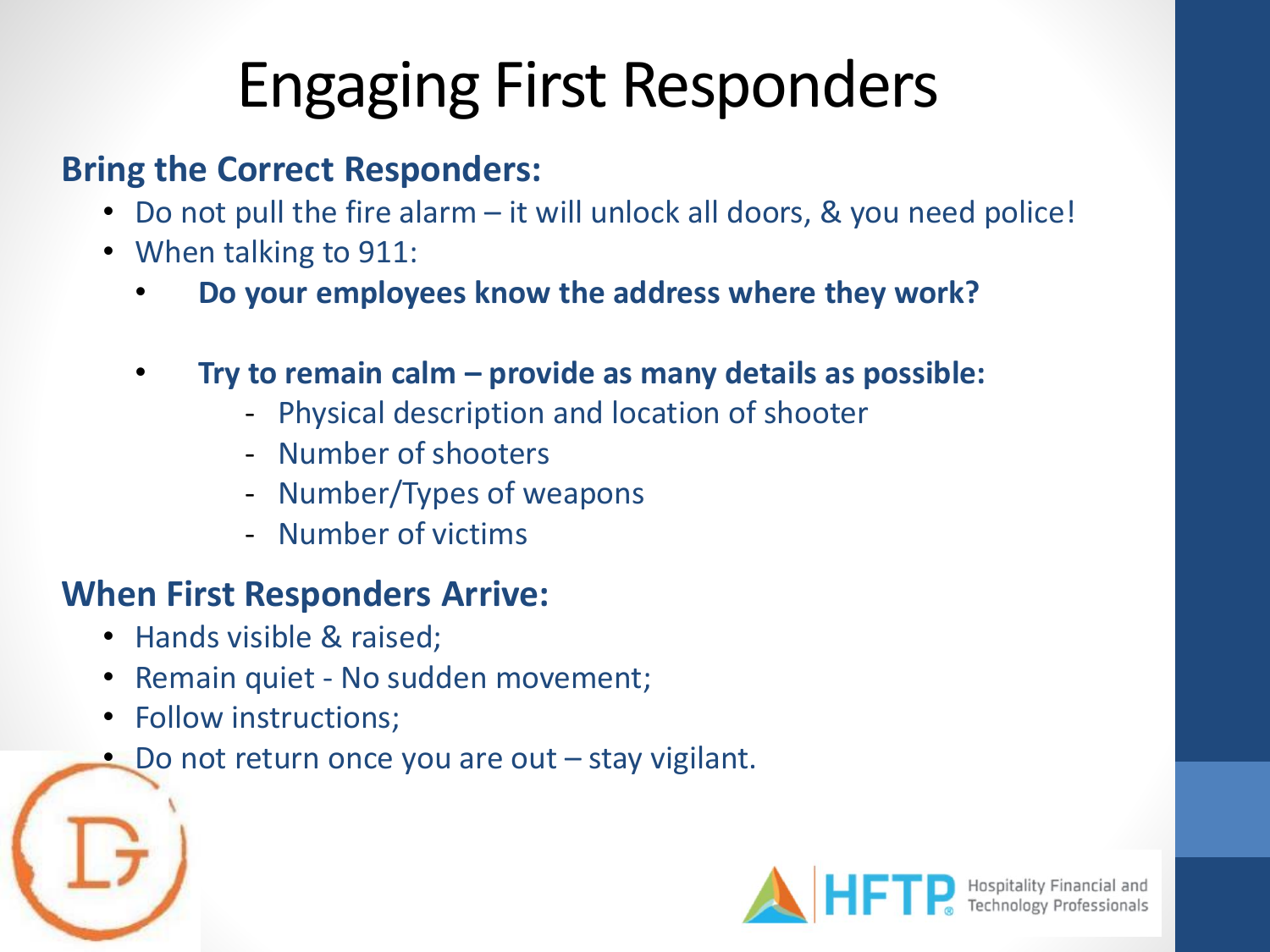# Engaging First Responders

**Bring the Correct Responders:**

- Do not pull the fire alarm – it will unlock all doors, & you need police!
- When talking to 911:
  - **Do your employees know the address where they work?**
  - **Try to remain calm – provide as many details as possible:**
    - Physical description and location of shooter
    - Number of shooters
    - Number/Types of weapons
    - Number of victims

**When First Responders Arrive:**

- Hands visible & raised;
- Remain quiet - No sudden movement;
- Follow instructions;
- Do not return once you are out – stay vigilant.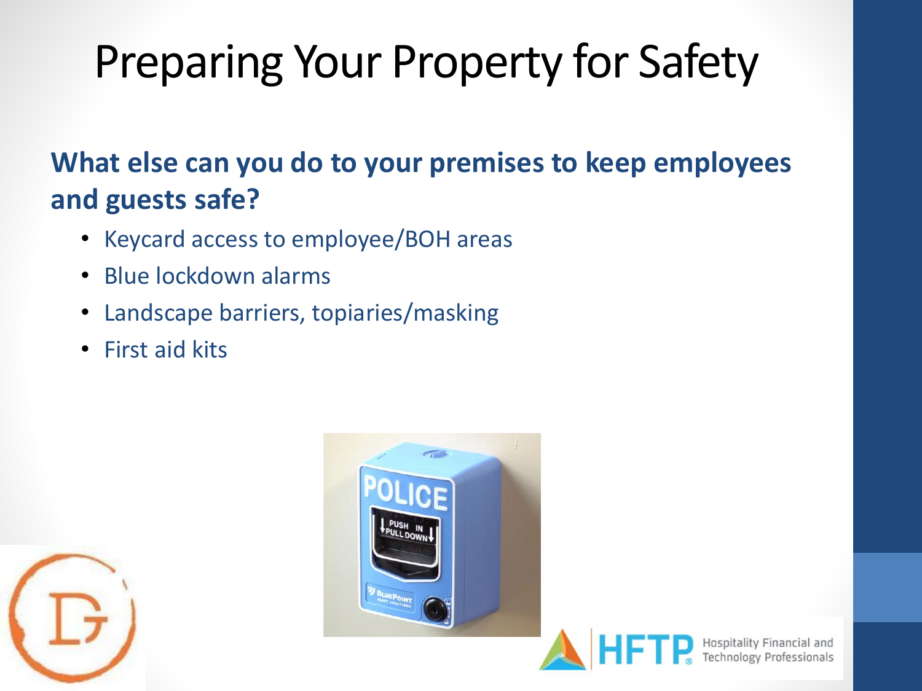# Preparing Your Property for Safety

**What else can you do to your premises to keep employees and guests safe?**

- Keycard access to employee/BOH areas
- Blue lockdown alarms
- Landscape barriers, topiaries/masking
- First aid kits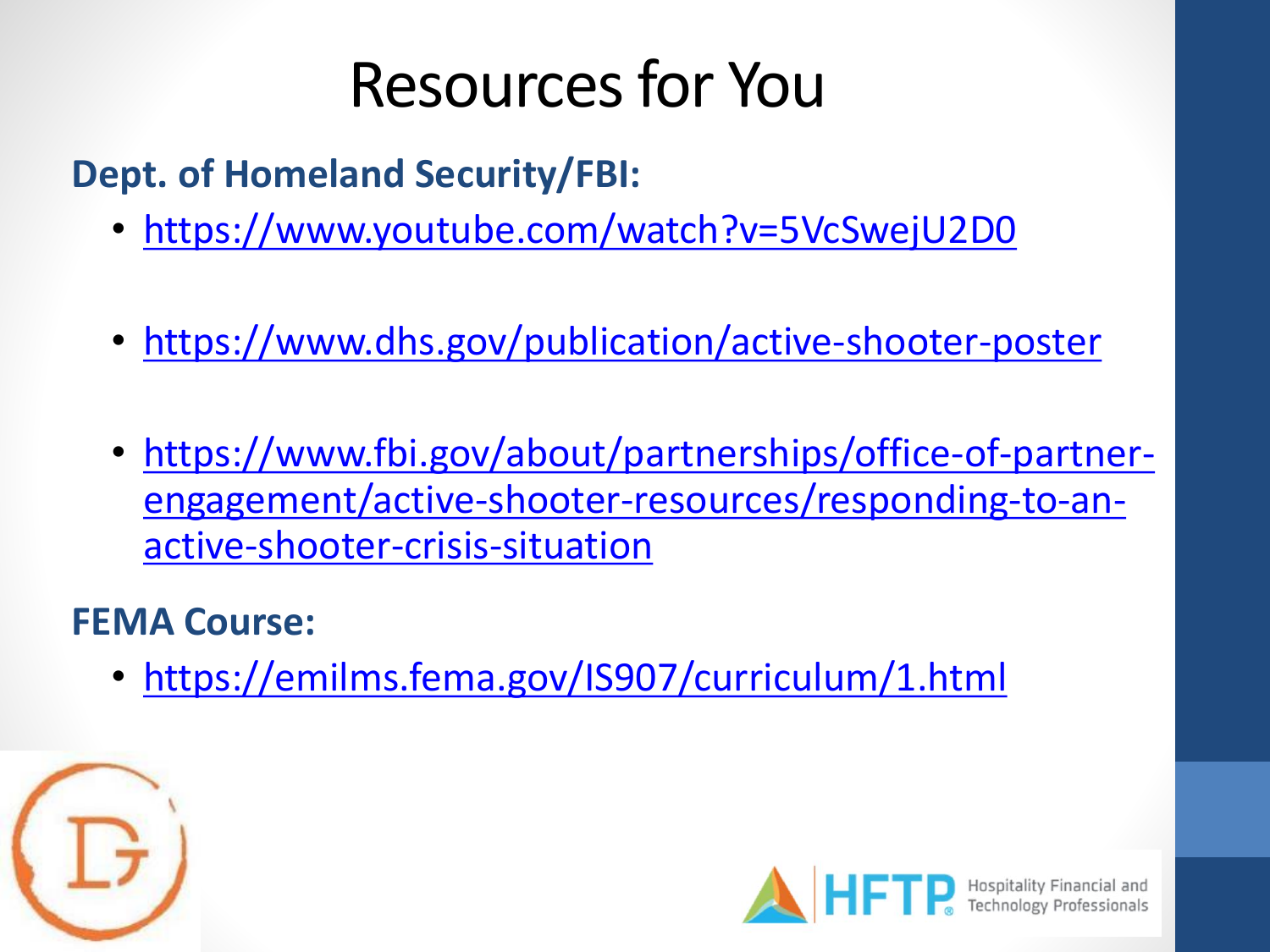# Resources for You

**Dept. of Homeland Security/FBI:**

- https://www.youtube.com/watch?v=5VcSwejU2D0
- https://www.dhs.gov/publication/active-shooter-poster
- https://www.fbi.gov/about/partnerships/office-of-partner-engagement/active-shooter-resources/responding-to-an-active-shooter-crisis-situation

**FEMA Course:**

- https://emilms.fema.gov/IS907/curriculum/1.html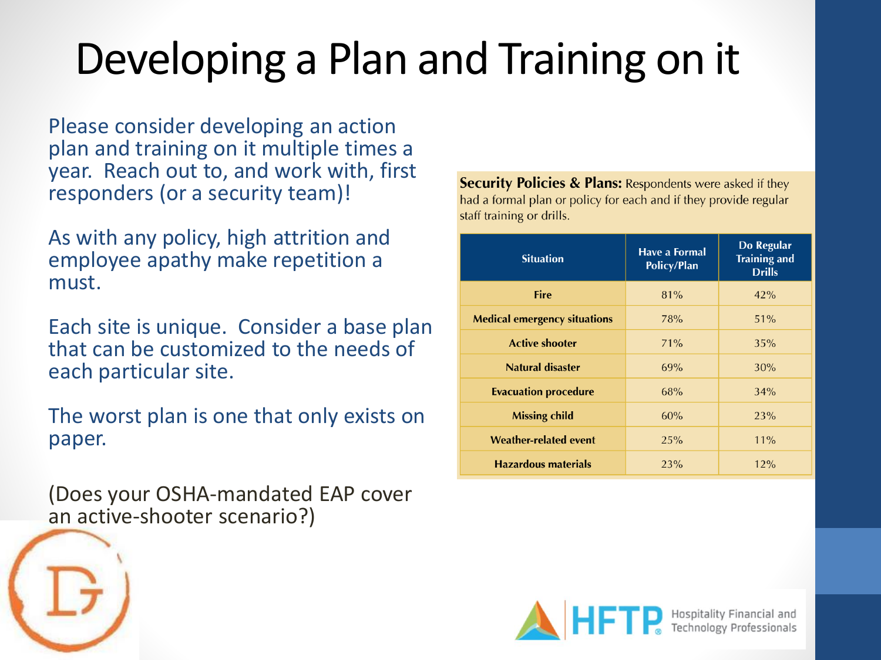# Developing a Plan and Training on it

Please consider developing an action plan and training on it multiple times a year. Reach out to, and work with, first responders (or a security team)!

As with any policy, high attrition and employee apathy make repetition a must.

Each site is unique. Consider a base plan that can be customized to the needs of each particular site.

The worst plan is one that only exists on paper.

(Does your OSHA-mandated EAP cover an active-shooter scenario?)

**Security Policies & Plans:** Respondents were asked if they had a formal plan or policy for each and if they provide regular staff training or drills.

| Situation | Have a Formal Policy/Plan | Do Regular Training and Drills |
|---|---|---|
| **Fire** | 81% | 42% |
| **Medical emergency situations** | 78% | 51% |
| **Active shooter** | 71% | 35% |
| **Natural disaster** | 69% | 30% |
| **Evacuation procedure** | 68% | 34% |
| **Missing child** | 60% | 23% |
| **Weather-related event** | 25% | 11% |
| **Hazardous materials** | 23% | 12% |

HFTP Hospitality Financial and Technology Professionals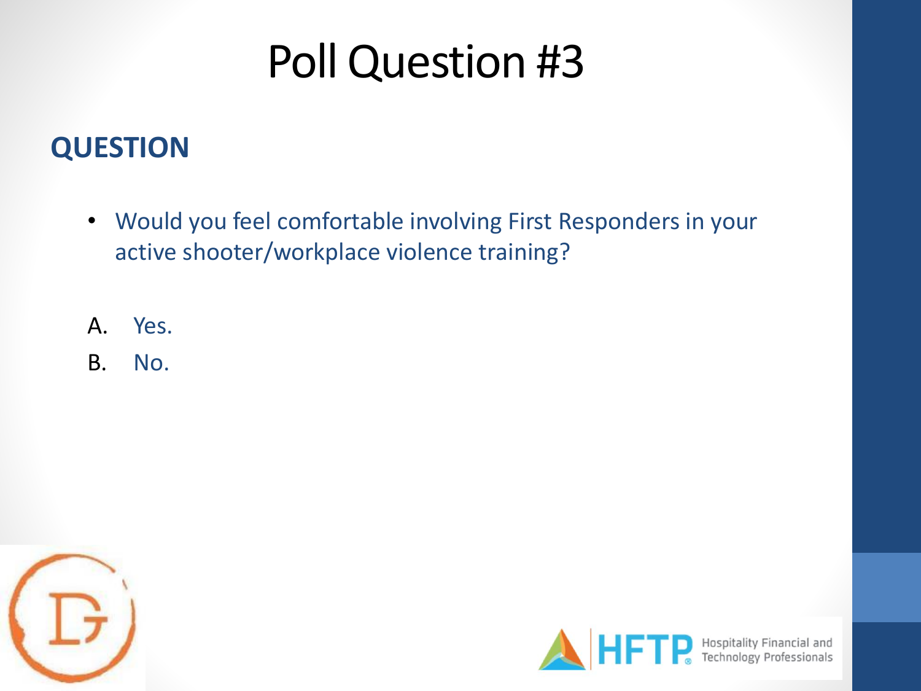# Poll Question #3

## QUESTION

- Would you feel comfortable involving First Responders in your active shooter/workplace violence training?

A. Yes.

B. No.